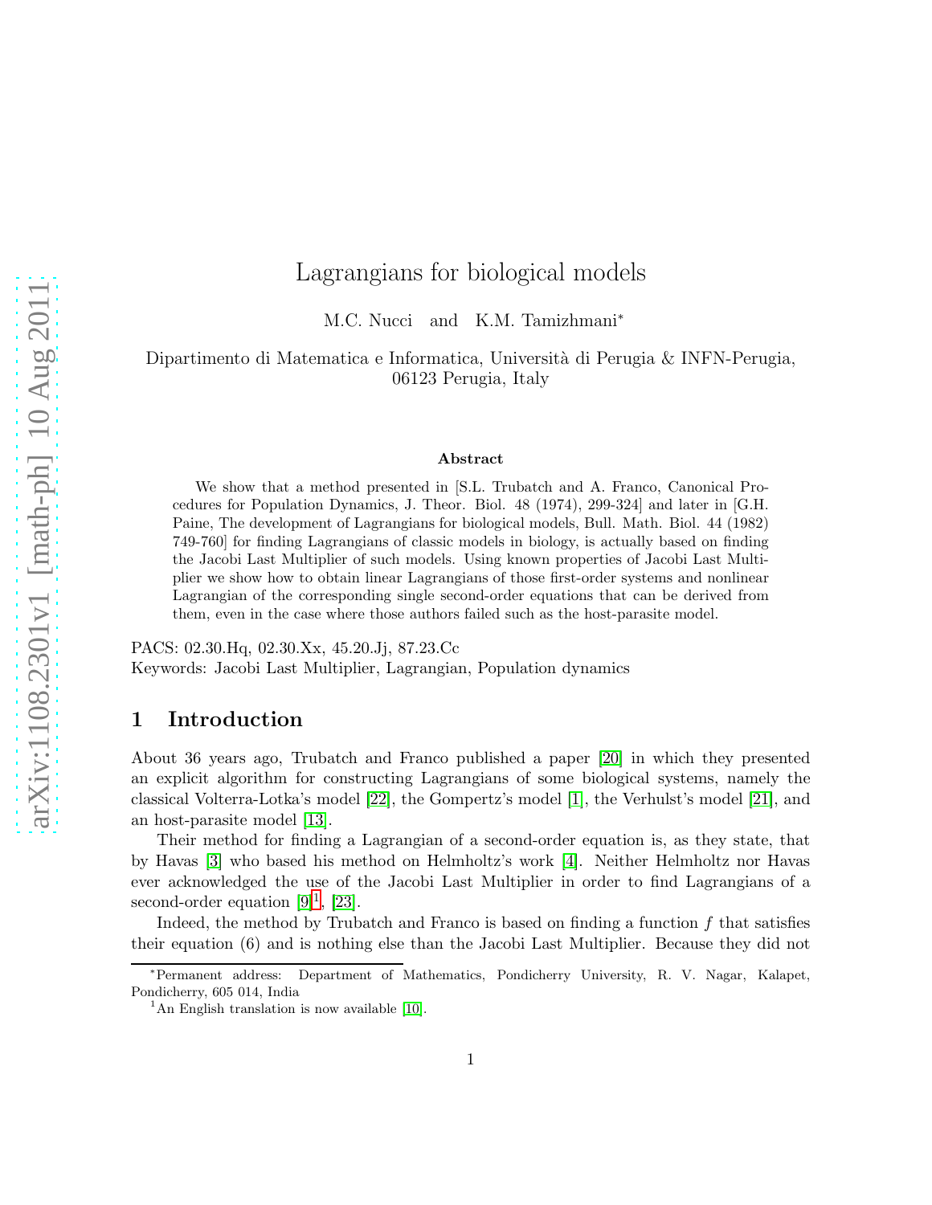# Lagrangians for biological models

M.C. Nucci and K.M. Tamizhmani*

Dipartimento di Matematica e Informatica, Università di Perugia & INFN-Perugia, 06123 Perugia, Italy

## Abstract

We show that a method presented in [S.L. Trubatch and A. Franco, Canonical Procedures for Population Dynamics, J. Theor. Biol. 48 (1974), 299-324] and later in [G.H. Paine, The development of Lagrangians for biological models, Bull. Math. Biol. 44 (1982) 749-760] for finding Lagrangians of classic models in biology, is actually based on finding the Jacobi Last Multiplier of such models. Using known properties of Jacobi Last Multiplier we show how to obtain linear Lagrangians of those first-order systems and nonlinear Lagrangian of the corresponding single second-order equations that can be derived from them, even in the case where those authors failed such as the host-parasite model.

PACS: 02.30.Hq, 02.30.Xx, 45.20.Jj, 87.23.Cc

Keywords: Jacobi Last Multiplier, Lagrangian, Population dynamics

## 1 Introduction

About 36 years ago, Trubatch and Franco published a paper [20] in which they presented an explicit algorithm for constructing Lagrangians of some biological systems, namely the classical Volterra-Lotka's model [22], the Gompertz's model [1], the Verhulst's model [21], and an host-parasite model [13].

Their method for finding a Lagrangian of a second-order equation is, as they state, that by Havas [3] who based his method on Helmholtz's work [4]. Neither Helmholtz nor Havas ever acknowledged the use of the Jacobi Last Multiplier in order to find Lagrangians of a second-order equation [9][1], [23].

Indeed, the method by Trubatch and Franco is based on finding a function $f$ that satisfies their equation (6) and is nothing else than the Jacobi Last Multiplier. Because they did not

*Permanent address: Department of Mathematics, Pondicherry University, R. V. Nagar, Kalapet, Pondicherry, 605 014, India

[1]An English translation is now available [10].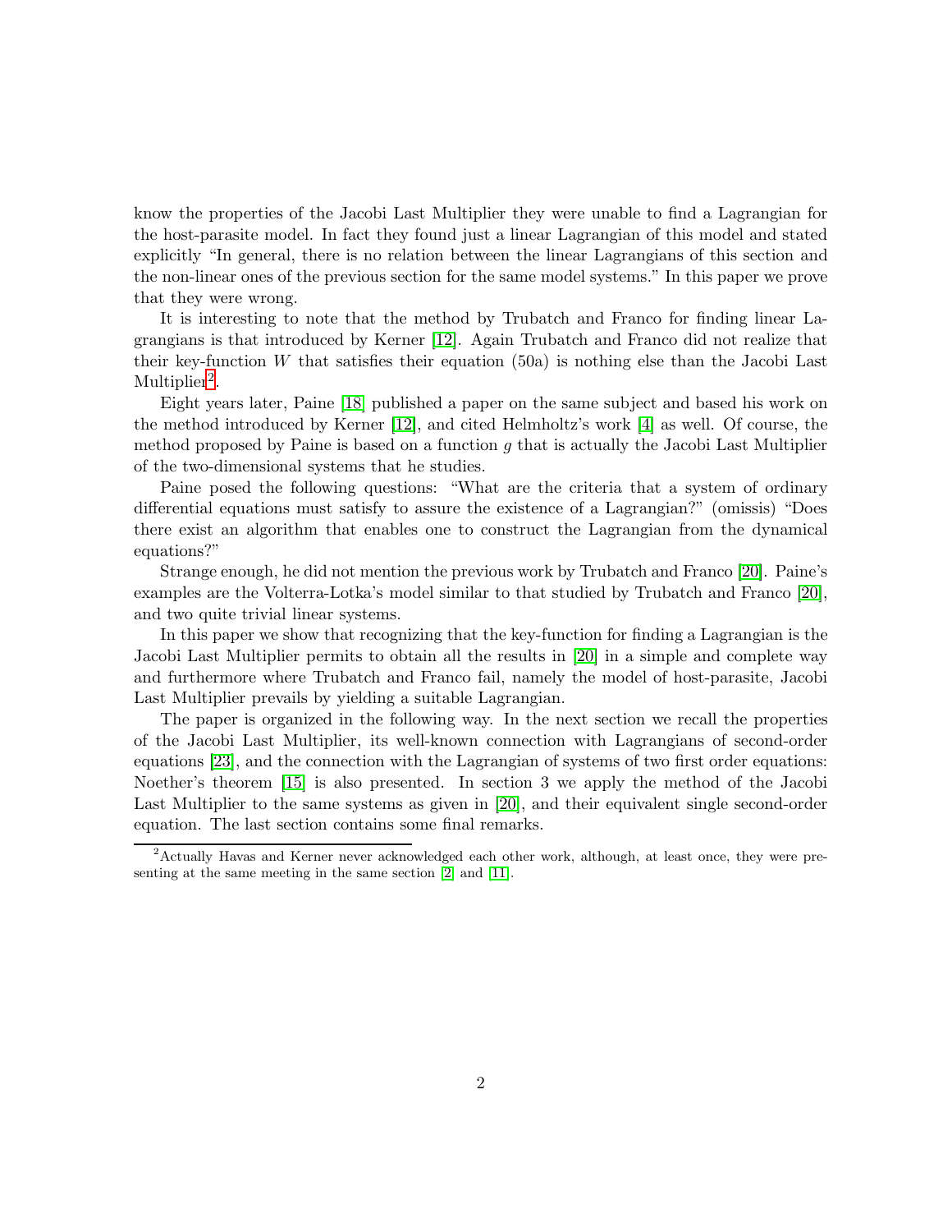know the properties of the Jacobi Last Multiplier they were unable to find a Lagrangian for the host-parasite model. In fact they found just a linear Lagrangian of this model and stated explicitly "In general, there is no relation between the linear Lagrangians of this section and the non-linear ones of the previous section for the same model systems." In this paper we prove that they were wrong.

It is interesting to note that the method by Trubatch and Franco for finding linear Lagrangians is that introduced by Kerner [12]. Again Trubatch and Franco did not realize that their key-function $W$ that satisfies their equation (50a) is nothing else than the Jacobi Last Multiplier[2].

Eight years later, Paine [18] published a paper on the same subject and based his work on the method introduced by Kerner [12], and cited Helmholtz's work [4] as well. Of course, the method proposed by Paine is based on a function $g$ that is actually the Jacobi Last Multiplier of the two-dimensional systems that he studies.

Paine posed the following questions: "What are the criteria that a system of ordinary differential equations must satisfy to assure the existence of a Lagrangian?" (omissis) "Does there exist an algorithm that enables one to construct the Lagrangian from the dynamical equations?"

Strange enough, he did not mention the previous work by Trubatch and Franco [20]. Paine's examples are the Volterra-Lotka's model similar to that studied by Trubatch and Franco [20], and two quite trivial linear systems.

In this paper we show that recognizing that the key-function for finding a Lagrangian is the Jacobi Last Multiplier permits to obtain all the results in [20] in a simple and complete way and furthermore where Trubatch and Franco fail, namely the model of host-parasite, Jacobi Last Multiplier prevails by yielding a suitable Lagrangian.

The paper is organized in the following way. In the next section we recall the properties of the Jacobi Last Multiplier, its well-known connection with Lagrangians of second-order equations [23], and the connection with the Lagrangian of systems of two first order equations: Noether's theorem [15] is also presented. In section 3 we apply the method of the Jacobi Last Multiplier to the same systems as given in [20], and their equivalent single second-order equation. The last section contains some final remarks.

[2]Actually Havas and Kerner never acknowledged each other work, although, at least once, they were presenting at the same meeting in the same section [2] and [11].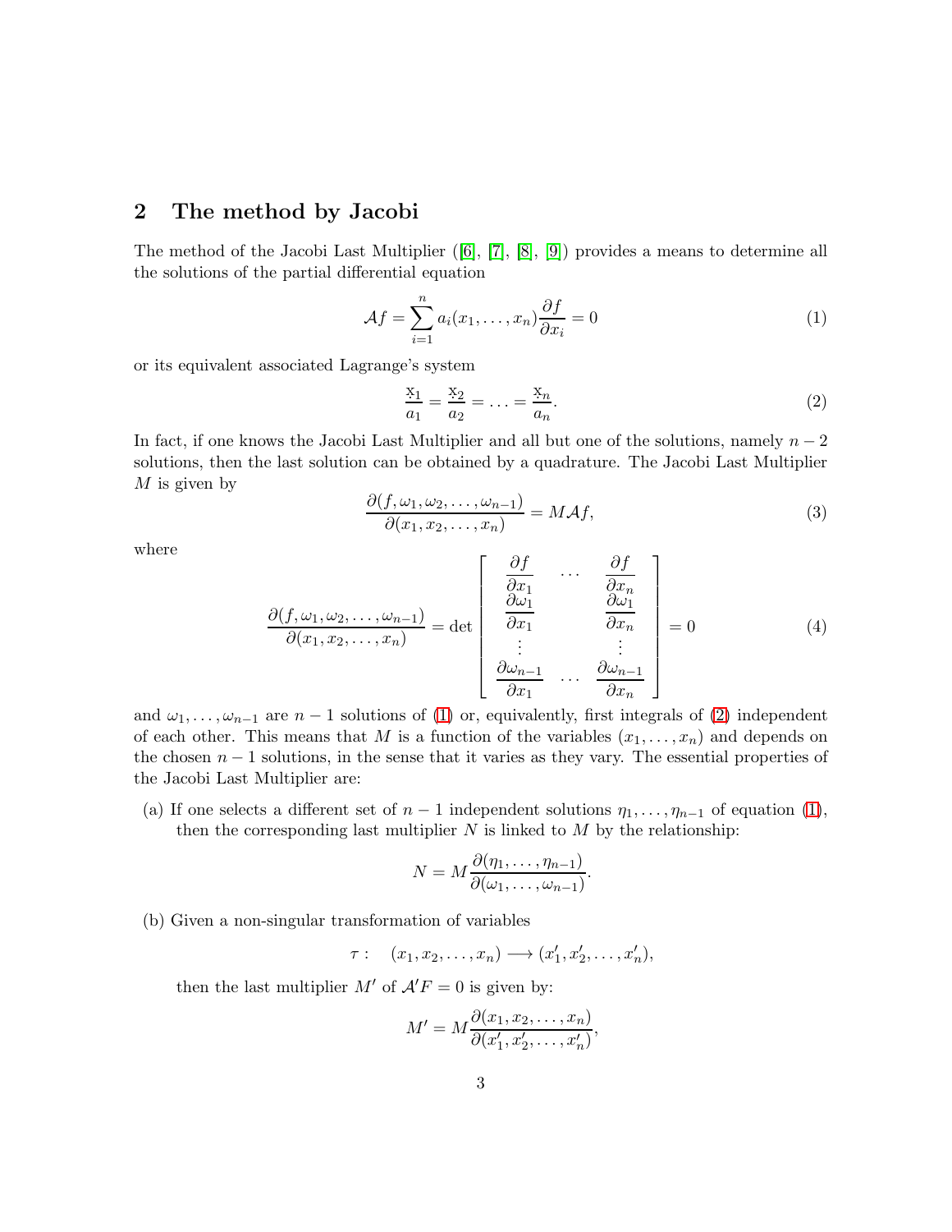## 2 The method by Jacobi

The method of the Jacobi Last Multiplier ([6], [7], [8], [9]) provides a means to determine all the solutions of the partial differential equation

$$\mathcal{A}f = \sum_{i=1}^{n} a_i(x_1, \ldots, x_n) \frac{\partial f}{\partial x_i} = 0 \tag{1}$$

or its equivalent associated Lagrange's system

$$\frac{\mathrm{x}_1}{a_1} = \frac{\mathrm{x}_2}{a_2} = \ldots = \frac{\mathrm{x}_n}{a_n}. \tag{2}$$

In fact, if one knows the Jacobi Last Multiplier and all but one of the solutions, namely $n-2$ solutions, then the last solution can be obtained by a quadrature. The Jacobi Last Multiplier $M$ is given by

$$\frac{\partial(f, \omega_1, \omega_2, \ldots, \omega_{n-1})}{\partial(x_1, x_2, \ldots, x_n)} = M\mathcal{A}f, \tag{3}$$

where

$$\frac{\partial(f, \omega_1, \omega_2, \ldots, \omega_{n-1})}{\partial(x_1, x_2, \ldots, x_n)} = \det \begin{bmatrix} \dfrac{\partial f}{\partial x_1} & \cdots & \dfrac{\partial f}{\partial x_n} \\ \dfrac{\partial \omega_1}{\partial x_1} & & \dfrac{\partial \omega_1}{\partial x_n} \\ \vdots & & \vdots \\ \dfrac{\partial \omega_{n-1}}{\partial x_1} & \cdots & \dfrac{\partial \omega_{n-1}}{\partial x_n} \end{bmatrix} = 0 \tag{4}$$

and $\omega_1, \ldots, \omega_{n-1}$ are $n-1$ solutions of (1) or, equivalently, first integrals of (2) independent of each other. This means that $M$ is a function of the variables $(x_1, \ldots, x_n)$ and depends on the chosen $n-1$ solutions, in the sense that it varies as they vary. The essential properties of the Jacobi Last Multiplier are:

(a) If one selects a different set of $n-1$ independent solutions $\eta_1, \ldots, \eta_{n-1}$ of equation (1), then the corresponding last multiplier $N$ is linked to $M$ by the relationship:

$$N = M \frac{\partial(\eta_1, \ldots, \eta_{n-1})}{\partial(\omega_1, \ldots, \omega_{n-1})}.$$

(b) Given a non-singular transformation of variables

$$\tau : \quad (x_1, x_2, \ldots, x_n) \longrightarrow (x'_1, x'_2, \ldots, x'_n),$$

then the last multiplier $M'$ of $\mathcal{A}'F = 0$ is given by:

$$M' = M \frac{\partial(x_1, x_2, \ldots, x_n)}{\partial(x'_1, x'_2, \ldots, x'_n)},$$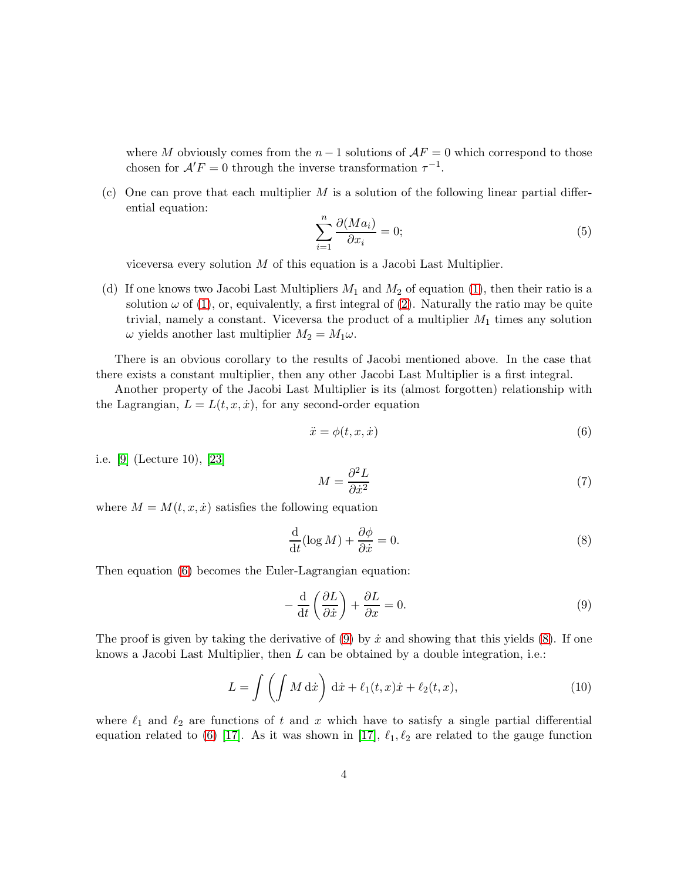where $M$ obviously comes from the $n-1$ solutions of $\mathcal{A}F = 0$ which correspond to those chosen for $\mathcal{A}'F = 0$ through the inverse transformation $\tau^{-1}$.

(c) One can prove that each multiplier $M$ is a solution of the following linear partial differential equation:

$$\sum_{i=1}^{n} \frac{\partial (M a_i)}{\partial x_i} = 0; \tag{5}$$

viceversa every solution $M$ of this equation is a Jacobi Last Multiplier.

(d) If one knows two Jacobi Last Multipliers $M_1$ and $M_2$ of equation (1), then their ratio is a solution $\omega$ of (1), or, equivalently, a first integral of (2). Naturally the ratio may be quite trivial, namely a constant. Viceversa the product of a multiplier $M_1$ times any solution $\omega$ yields another last multiplier $M_2 = M_1\omega$.

There is an obvious corollary to the results of Jacobi mentioned above. In the case that there exists a constant multiplier, then any other Jacobi Last Multiplier is a first integral.

Another property of the Jacobi Last Multiplier is its (almost forgotten) relationship with the Lagrangian, $L = L(t, x, \dot{x})$, for any second-order equation

$$\ddot{x} = \phi(t, x, \dot{x}) \tag{6}$$

i.e. [9] (Lecture 10), [23]

$$M = \frac{\partial^2 L}{\partial \dot{x}^2} \tag{7}$$

where $M = M(t, x, \dot{x})$ satisfies the following equation

$$\frac{\mathrm{d}}{\mathrm{d}t}(\log M) + \frac{\partial \phi}{\partial \dot{x}} = 0. \tag{8}$$

Then equation (6) becomes the Euler-Lagrangian equation:

$$-\frac{\mathrm{d}}{\mathrm{d}t}\left(\frac{\partial L}{\partial \dot{x}}\right) + \frac{\partial L}{\partial x} = 0. \tag{9}$$

The proof is given by taking the derivative of (9) by $\dot{x}$ and showing that this yields (8). If one knows a Jacobi Last Multiplier, then $L$ can be obtained by a double integration, i.e.:

$$L = \int \left( \int M \, \mathrm{d}\dot{x} \right) \mathrm{d}\dot{x} + \ell_1(t, x)\dot{x} + \ell_2(t, x), \tag{10}$$

where $\ell_1$ and $\ell_2$ are functions of $t$ and $x$ which have to satisfy a single partial differential equation related to (6) [17]. As it was shown in [17], $\ell_1, \ell_2$ are related to the gauge function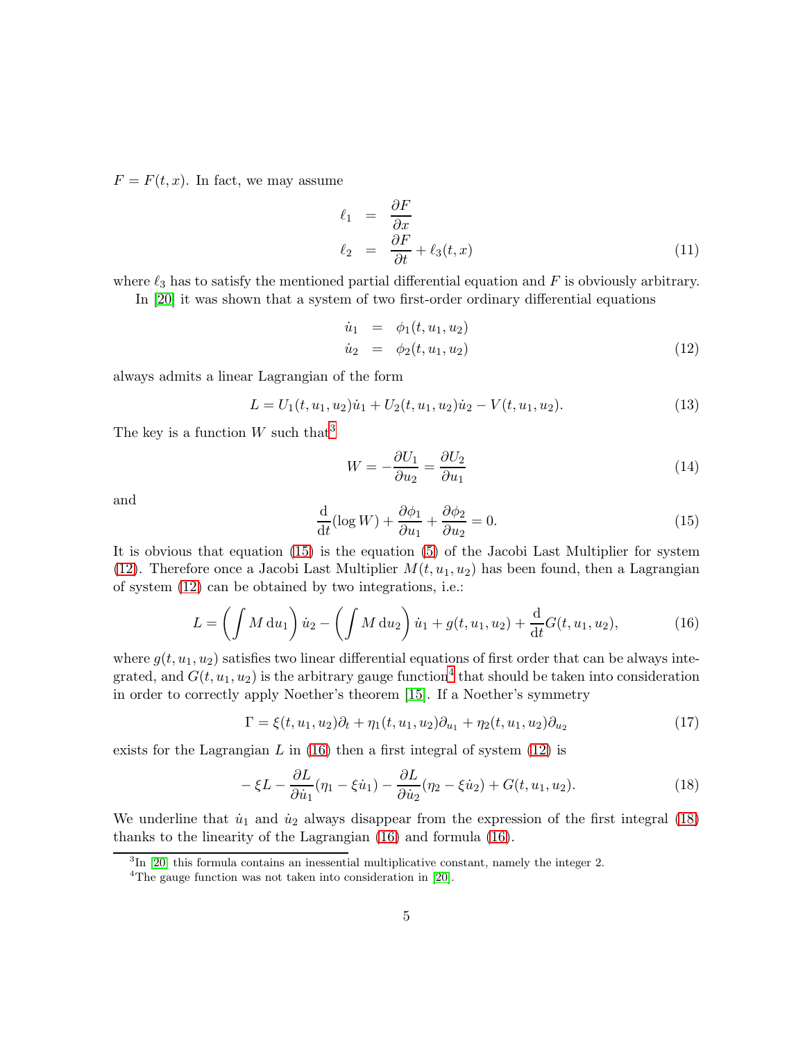$F = F(t, x)$. In fact, we may assume

$$
\begin{aligned}
\ell_1 &= \frac{\partial F}{\partial x} \\
\ell_2 &= \frac{\partial F}{\partial t} + \ell_3(t, x)
\end{aligned}
\tag{11}
$$

where $\ell_3$ has to satisfy the mentioned partial differential equation and $F$ is obviously arbitrary.

In [20] it was shown that a system of two first-order ordinary differential equations

$$
\begin{aligned}
\dot{u}_1 &= \phi_1(t, u_1, u_2) \\
\dot{u}_2 &= \phi_2(t, u_1, u_2)
\end{aligned}
\tag{12}
$$

always admits a linear Lagrangian of the form

$$
L = U_1(t, u_1, u_2)\dot{u}_1 + U_2(t, u_1, u_2)\dot{u}_2 - V(t, u_1, u_2). \tag{13}
$$

The key is a function $W$ such that[3]

$$
W = -\frac{\partial U_1}{\partial u_2} = \frac{\partial U_2}{\partial u_1} \tag{14}
$$

and

$$
\frac{\mathrm{d}}{\mathrm{d}t}(\log W) + \frac{\partial \phi_1}{\partial u_1} + \frac{\partial \phi_2}{\partial u_2} = 0. \tag{15}
$$

It is obvious that equation (15) is the equation (5) of the Jacobi Last Multiplier for system (12). Therefore once a Jacobi Last Multiplier $M(t, u_1, u_2)$ has been found, then a Lagrangian of system (12) can be obtained by two integrations, i.e.:

$$
L = \left( \int M \, \mathrm{d}u_1 \right) \dot{u}_2 - \left( \int M \, \mathrm{d}u_2 \right) \dot{u}_1 + g(t, u_1, u_2) + \frac{\mathrm{d}}{\mathrm{d}t} G(t, u_1, u_2), \tag{16}
$$

where $g(t, u_1, u_2)$ satisfies two linear differential equations of first order that can be always integrated, and $G(t, u_1, u_2)$ is the arbitrary gauge function[4] that should be taken into consideration in order to correctly apply Noether's theorem [15]. If a Noether's symmetry

$$
\Gamma = \xi(t, u_1, u_2)\partial_t + \eta_1(t, u_1, u_2)\partial_{u_1} + \eta_2(t, u_1, u_2)\partial_{u_2} \tag{17}
$$

exists for the Lagrangian $L$ in (16) then a first integral of system (12) is

$$
-\xi L - \frac{\partial L}{\partial \dot{u}_1}(\eta_1 - \xi \dot{u}_1) - \frac{\partial L}{\partial \dot{u}_2}(\eta_2 - \xi \dot{u}_2) + G(t, u_1, u_2). \tag{18}
$$

We underline that $\dot{u}_1$ and $\dot{u}_2$ always disappear from the expression of the first integral (18) thanks to the linearity of the Lagrangian (16) and formula (16).

---

[3] In [20] this formula contains an inessential multiplicative constant, namely the integer 2.

[4] The gauge function was not taken into consideration in [20].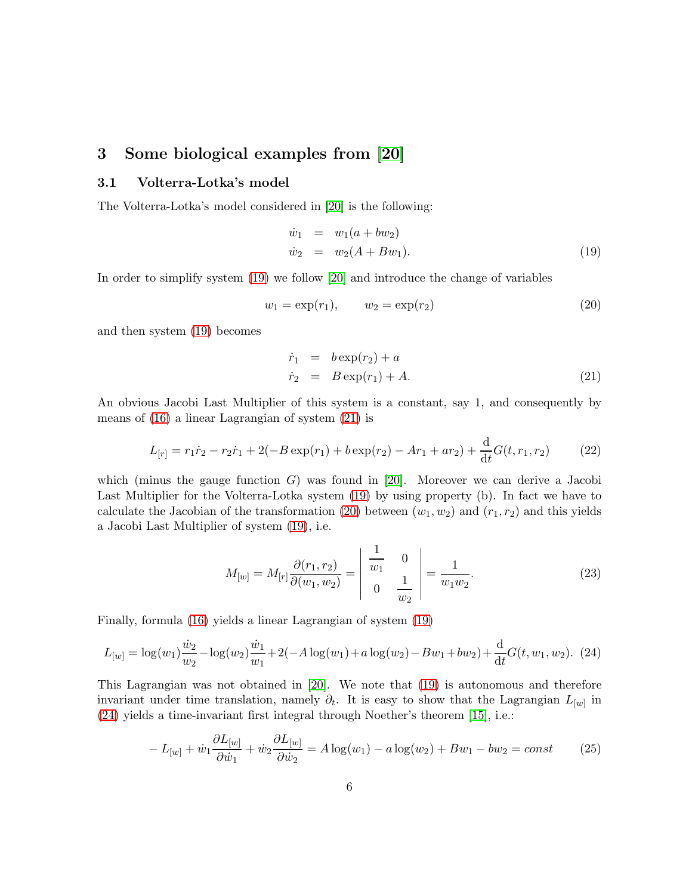## 3 Some biological examples from [20]

### 3.1 Volterra-Lotka's model

The Volterra-Lotka's model considered in [20] is the following:

$$
\begin{aligned}
\dot{w}_1 &= w_1(a + bw_2)\\
\dot{w}_2 &= w_2(A + Bw_1).
\end{aligned}
\tag{19}
$$

In order to simplify system (19) we follow [20] and introduce the change of variables

$$
w_1 = \exp(r_1), \qquad w_2 = \exp(r_2) \tag{20}
$$

and then system (19) becomes

$$
\begin{aligned}
\dot{r}_1 &= b\exp(r_2) + a\\
\dot{r}_2 &= B\exp(r_1) + A.
\end{aligned}
\tag{21}
$$

An obvious Jacobi Last Multiplier of this system is a constant, say 1, and consequently by means of (16) a linear Lagrangian of system (21) is

$$
L_{[r]} = r_1\dot{r}_2 - r_2\dot{r}_1 + 2(-B\exp(r_1) + b\exp(r_2) - Ar_1 + ar_2) + \frac{\mathrm{d}}{\mathrm{d}t}G(t, r_1, r_2) \tag{22}
$$

which (minus the gauge function $G$) was found in [20]. Moreover we can derive a Jacobi Last Multiplier for the Volterra-Lotka system (19) by using property (b). In fact we have to calculate the Jacobian of the transformation (20) between $(w_1, w_2)$ and $(r_1, r_2)$ and this yields a Jacobi Last Multiplier of system (19), i.e.

$$
M_{[w]} = M_{[r]}\frac{\partial(r_1, r_2)}{\partial(w_1, w_2)} = \begin{vmatrix} \dfrac{1}{w_1} & 0 \\ 0 & \dfrac{1}{w_2} \end{vmatrix} = \frac{1}{w_1 w_2}. \tag{23}
$$

Finally, formula (16) yields a linear Lagrangian of system (19)

$$
L_{[w]} = \log(w_1)\frac{\dot{w}_2}{w_2} - \log(w_2)\frac{\dot{w}_1}{w_1} + 2(-A\log(w_1) + a\log(w_2) - Bw_1 + bw_2) + \frac{\mathrm{d}}{\mathrm{d}t}G(t, w_1, w_2). \tag{24}
$$

This Lagrangian was not obtained in [20]. We note that (19) is autonomous and therefore invariant under time translation, namely $\partial_t$. It is easy to show that the Lagrangian $L_{[w]}$ in (24) yields a time-invariant first integral through Noether's theorem [15], i.e.:

$$
-L_{[w]} + \dot{w}_1\frac{\partial L_{[w]}}{\partial \dot{w}_1} + \dot{w}_2\frac{\partial L_{[w]}}{\partial \dot{w}_2} = A\log(w_1) - a\log(w_2) + Bw_1 - bw_2 = const \tag{25}
$$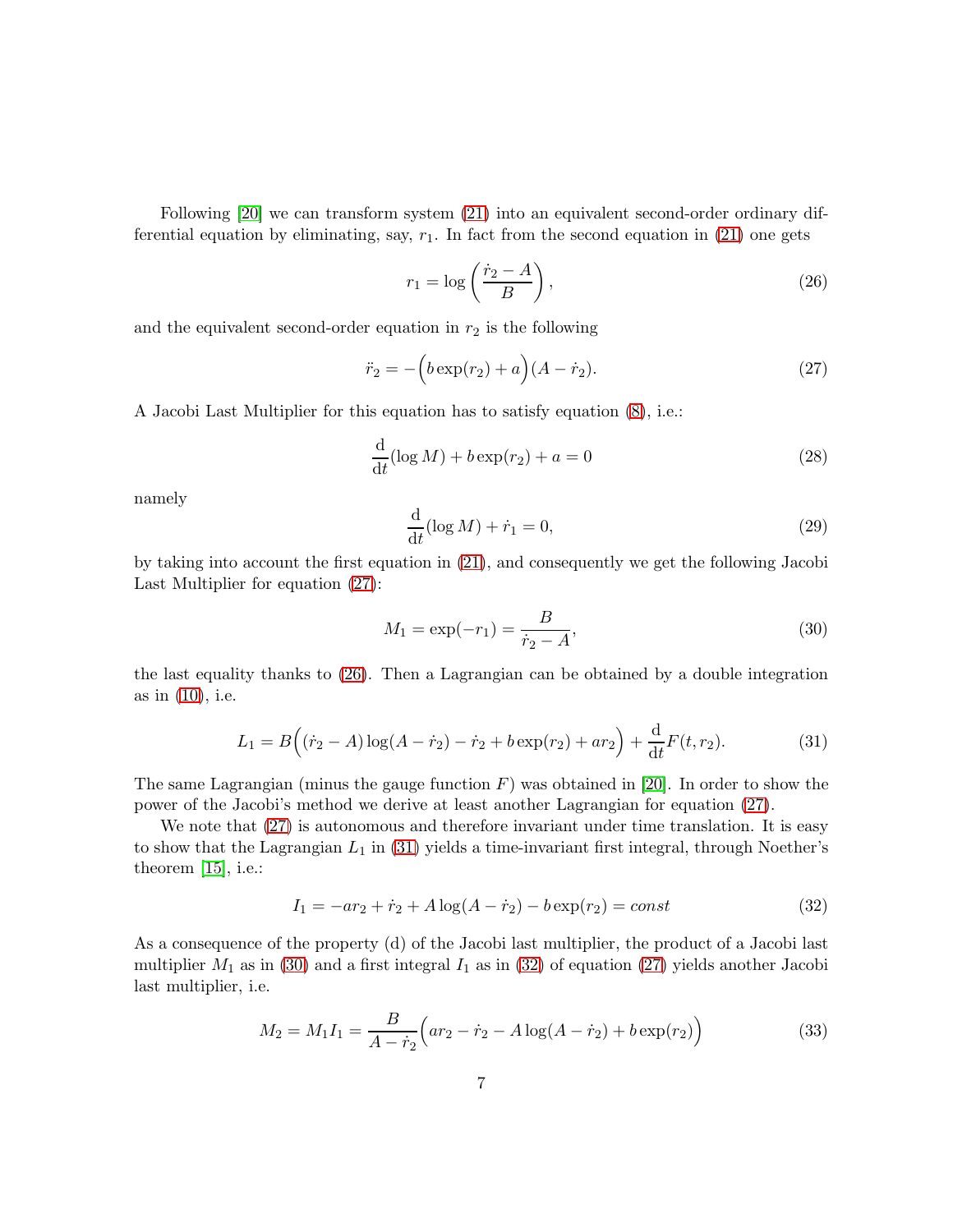Following [20] we can transform system (21) into an equivalent second-order ordinary differential equation by eliminating, say, $r_1$. In fact from the second equation in (21) one gets

$$r_1 = \log\left(\frac{\dot{r}_2 - A}{B}\right), \tag{26}$$

and the equivalent second-order equation in $r_2$ is the following

$$\ddot{r}_2 = -\Big(b\exp(r_2) + a\Big)(A - \dot{r}_2). \tag{27}$$

A Jacobi Last Multiplier for this equation has to satisfy equation (8), i.e.:

$$\frac{\mathrm{d}}{\mathrm{d}t}(\log M) + b\exp(r_2) + a = 0 \tag{28}$$

namely

$$\frac{\mathrm{d}}{\mathrm{d}t}(\log M) + \dot{r}_1 = 0, \tag{29}$$

by taking into account the first equation in (21), and consequently we get the following Jacobi Last Multiplier for equation (27):

$$M_1 = \exp(-r_1) = \frac{B}{\dot{r}_2 - A}, \tag{30}$$

the last equality thanks to (26). Then a Lagrangian can be obtained by a double integration as in (10), i.e.

$$L_1 = B\Big((\dot{r}_2 - A)\log(A - \dot{r}_2) - \dot{r}_2 + b\exp(r_2) + ar_2\Big) + \frac{\mathrm{d}}{\mathrm{d}t}F(t, r_2). \tag{31}$$

The same Lagrangian (minus the gauge function $F$) was obtained in [20]. In order to show the power of the Jacobi's method we derive at least another Lagrangian for equation (27).

We note that (27) is autonomous and therefore invariant under time translation. It is easy to show that the Lagrangian $L_1$ in (31) yields a time-invariant first integral, through Noether's theorem [15], i.e.:

$$I_1 = -ar_2 + \dot{r}_2 + A\log(A - \dot{r}_2) - b\exp(r_2) = const \tag{32}$$

As a consequence of the property (d) of the Jacobi last multiplier, the product of a Jacobi last multiplier $M_1$ as in (30) and a first integral $I_1$ as in (32) of equation (27) yields another Jacobi last multiplier, i.e.

$$M_2 = M_1 I_1 = \frac{B}{A - \dot{r}_2}\Big(ar_2 - \dot{r}_2 - A\log(A - \dot{r}_2) + b\exp(r_2)\Big) \tag{33}$$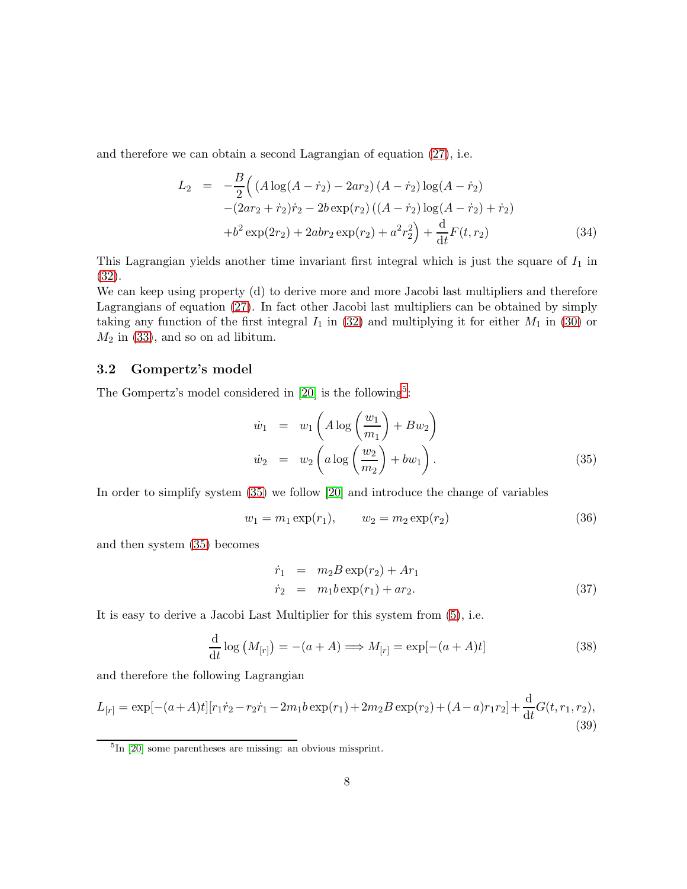and therefore we can obtain a second Lagrangian of equation (27), i.e.

$$
\begin{aligned}
L_2 \;=\; & -\frac{B}{2}\Big( \left(A\log(A-\dot r_2)-2ar_2\right)(A-\dot r_2)\log(A-\dot r_2) \\
& -(2ar_2+\dot r_2)\dot r_2 - 2b\exp(r_2)\left((A-\dot r_2)\log(A-\dot r_2)+\dot r_2\right) \\
& +b^2\exp(2r_2)+2abr_2\exp(r_2)+a^2r_2^2\Big) + \frac{\mathrm{d}}{\mathrm{d}t}F(t,r_2)
\end{aligned}
\tag{34}
$$

This Lagrangian yields another time invariant first integral which is just the square of $I_1$ in (32).

We can keep using property (d) to derive more and more Jacobi last multipliers and therefore Lagrangians of equation (27). In fact other Jacobi last multipliers can be obtained by simply taking any function of the first integral $I_1$ in (32) and multiplying it for either $M_1$ in (30) or $M_2$ in (33), and so on ad libitum.

### 3.2 Gompertz's model

The Gompertz's model considered in [20] is the following[5]:

$$
\begin{aligned}
\dot w_1 &= w_1\left(A\log\left(\frac{w_1}{m_1}\right)+Bw_2\right) \\
\dot w_2 &= w_2\left(a\log\left(\frac{w_2}{m_2}\right)+bw_1\right).
\end{aligned}
\tag{35}
$$

In order to simplify system (35) we follow [20] and introduce the change of variables

$$
w_1 = m_1\exp(r_1), \qquad w_2 = m_2\exp(r_2) \tag{36}
$$

and then system (35) becomes

$$
\begin{aligned}
\dot r_1 &= m_2B\exp(r_2)+Ar_1 \\
\dot r_2 &= m_1b\exp(r_1)+ar_2.
\end{aligned}
\tag{37}
$$

It is easy to derive a Jacobi Last Multiplier for this system from (5), i.e.

$$
\frac{\mathrm{d}}{\mathrm{d}t}\log\left(M_{[r]}\right) = -(a+A) \Longrightarrow M_{[r]} = \exp[-(a+A)t] \tag{38}
$$

and therefore the following Lagrangian

$$
L_{[r]} = \exp[-(a+A)t][r_1\dot r_2 - r_2\dot r_1 - 2m_1b\exp(r_1)+2m_2B\exp(r_2)+(A-a)r_1r_2] + \frac{\mathrm{d}}{\mathrm{d}t}G(t,r_1,r_2), \tag{39}
$$

[5] In [20] some parentheses are missing: an obvious missprint.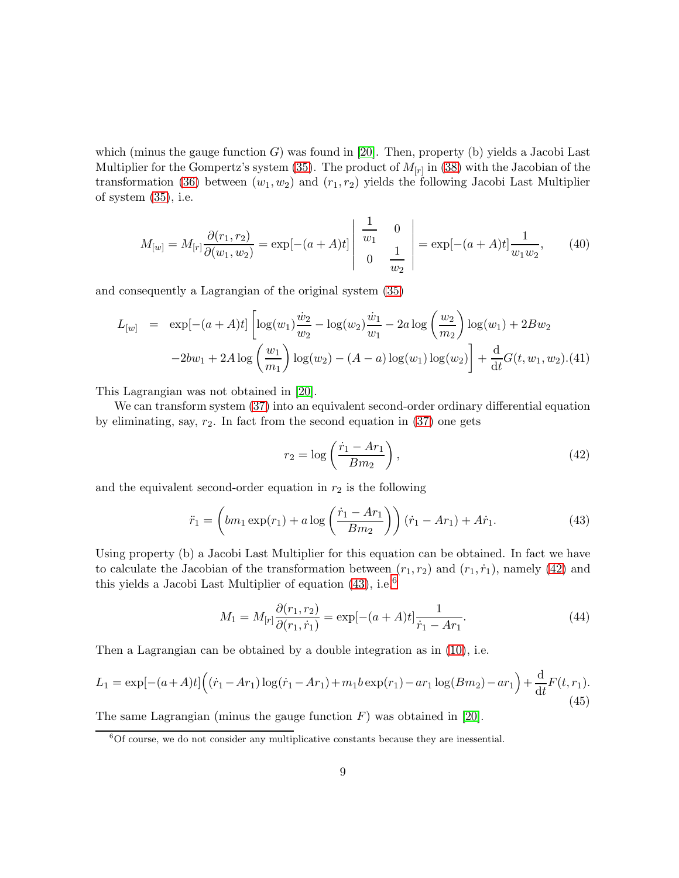which (minus the gauge function $G$) was found in [20]. Then, property (b) yields a Jacobi Last Multiplier for the Gompertz's system (35). The product of $M_{[r]}$ in (38) with the Jacobian of the transformation (36) between $(w_1, w_2)$ and $(r_1, r_2)$ yields the following Jacobi Last Multiplier of system (35), i.e.

$$
M_{[w]} = M_{[r]} \frac{\partial(r_1, r_2)}{\partial(w_1, w_2)} = \exp[-(a+A)t] \begin{vmatrix} \dfrac{1}{w_1} & 0 \\ 0 & \dfrac{1}{w_2} \end{vmatrix} = \exp[-(a+A)t] \frac{1}{w_1 w_2}, \tag{40}
$$

and consequently a Lagrangian of the original system (35)

$$
\begin{aligned}
L_{[w]} &= \exp[-(a+A)t] \left[ \log(w_1) \frac{\dot{w}_2}{w_2} - \log(w_2) \frac{\dot{w}_1}{w_1} - 2a \log\left(\frac{w_2}{m_2}\right) \log(w_1) + 2Bw_2 \right. \\
&\quad \left. -2bw_1 + 2A \log\left(\frac{w_1}{m_1}\right) \log(w_2) - (A-a) \log(w_1) \log(w_2) \right] + \frac{\mathrm{d}}{\mathrm{d}t} G(t, w_1, w_2). 
\end{aligned} \tag{41}
$$

This Lagrangian was not obtained in [20].

We can transform system (37) into an equivalent second-order ordinary differential equation by eliminating, say, $r_2$. In fact from the second equation in (37) one gets

$$
r_2 = \log\left(\frac{\dot{r}_1 - Ar_1}{Bm_2}\right), \tag{42}
$$

and the equivalent second-order equation in $r_2$ is the following

$$
\ddot{r}_1 = \left( bm_1 \exp(r_1) + a \log\left(\frac{\dot{r}_1 - Ar_1}{Bm_2}\right) \right) (\dot{r}_1 - Ar_1) + A\dot{r}_1. \tag{43}
$$

Using property (b) a Jacobi Last Multiplier for this equation can be obtained. In fact we have to calculate the Jacobian of the transformation between $(r_1, r_2)$ and $(r_1, \dot{r}_1)$, namely (42) and this yields a Jacobi Last Multiplier of equation (43), i.e.[6]

$$
M_1 = M_{[r]} \frac{\partial(r_1, r_2)}{\partial(r_1, \dot{r}_1)} = \exp[-(a+A)t] \frac{1}{\dot{r}_1 - Ar_1}. \tag{44}
$$

Then a Lagrangian can be obtained by a double integration as in (10), i.e.

$$
L_1 = \exp[-(a+A)t] \Big( (\dot{r}_1 - Ar_1) \log(\dot{r}_1 - Ar_1) + m_1 b \exp(r_1) - ar_1 \log(Bm_2) - ar_1 \Big) + \frac{\mathrm{d}}{\mathrm{d}t} F(t, r_1). \tag{45}
$$

The same Lagrangian (minus the gauge function $F$) was obtained in [20].

---

[6] Of course, we do not consider any multiplicative constants because they are inessential.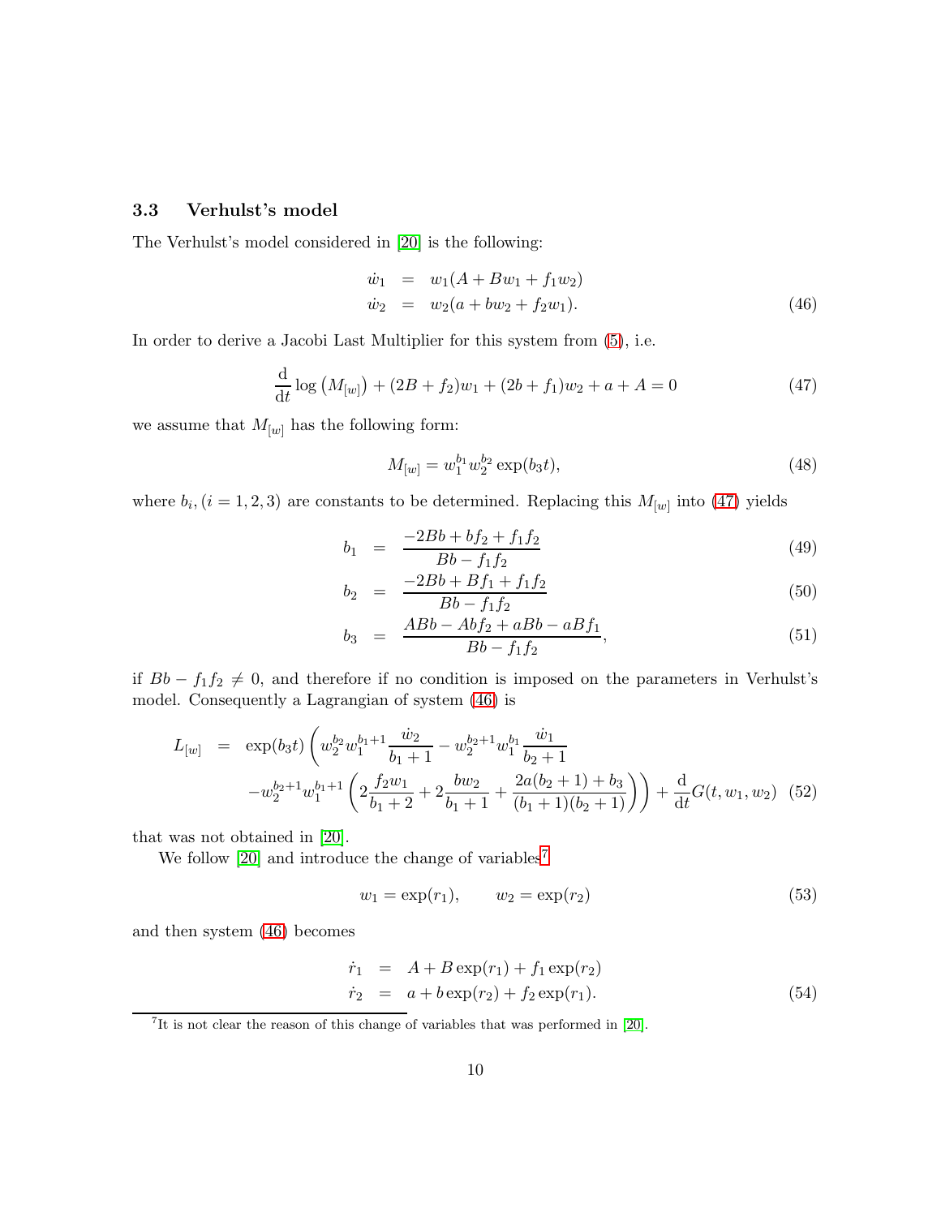### 3.3 Verhulst's model

The Verhulst's model considered in [20] is the following:

$$
\begin{aligned}
\dot{w}_1 &= w_1(A + Bw_1 + f_1 w_2) \\
\dot{w}_2 &= w_2(a + bw_2 + f_2 w_1).
\end{aligned} \tag{46}
$$

In order to derive a Jacobi Last Multiplier for this system from (5), i.e.

$$
\frac{\mathrm{d}}{\mathrm{d}t} \log \left(M_{[w]}\right) + (2B + f_2)w_1 + (2b + f_1)w_2 + a + A = 0 \tag{47}
$$

we assume that $M_{[w]}$ has the following form:

$$
M_{[w]} = w_1^{b_1} w_2^{b_2} \exp(b_3 t), \tag{48}
$$

where $b_i, (i = 1, 2, 3)$ are constants to be determined. Replacing this $M_{[w]}$ into (47) yields

$$
b_1 = \frac{-2Bb + bf_2 + f_1 f_2}{Bb - f_1 f_2} \tag{49}
$$

$$
b_2 = \frac{-2Bb + Bf_1 + f_1 f_2}{Bb - f_1 f_2} \tag{50}
$$

$$
b_3 = \frac{ABb - Abf_2 + aBb - aBf_1}{Bb - f_1 f_2}, \tag{51}
$$

if $Bb - f_1 f_2 \neq 0$, and therefore if no condition is imposed on the parameters in Verhulst's model. Consequently a Lagrangian of system (46) is

$$
\begin{aligned}
L_{[w]} = {} & \exp(b_3 t) \left( w_2^{b_2} w_1^{b_1+1} \frac{\dot{w}_2}{b_1 + 1} - w_2^{b_2+1} w_1^{b_1} \frac{\dot{w}_1}{b_2 + 1} \right. \\
& \left. - w_2^{b_2+1} w_1^{b_1+1} \left( 2\frac{f_2 w_1}{b_1 + 2} + 2\frac{b w_2}{b_1 + 1} + \frac{2a(b_2 + 1) + b_3}{(b_1 + 1)(b_2 + 1)} \right) \right) + \frac{\mathrm{d}}{\mathrm{d}t} G(t, w_1, w_2)
\end{aligned} \tag{52}
$$

that was not obtained in [20].

We follow [20] and introduce the change of variables[7]

$$
w_1 = \exp(r_1), \qquad w_2 = \exp(r_2) \tag{53}
$$

and then system (46) becomes

$$
\begin{aligned}
\dot{r}_1 &= A + B\exp(r_1) + f_1 \exp(r_2) \\
\dot{r}_2 &= a + b\exp(r_2) + f_2 \exp(r_1).
\end{aligned} \tag{54}
$$

[7] It is not clear the reason of this change of variables that was performed in [20].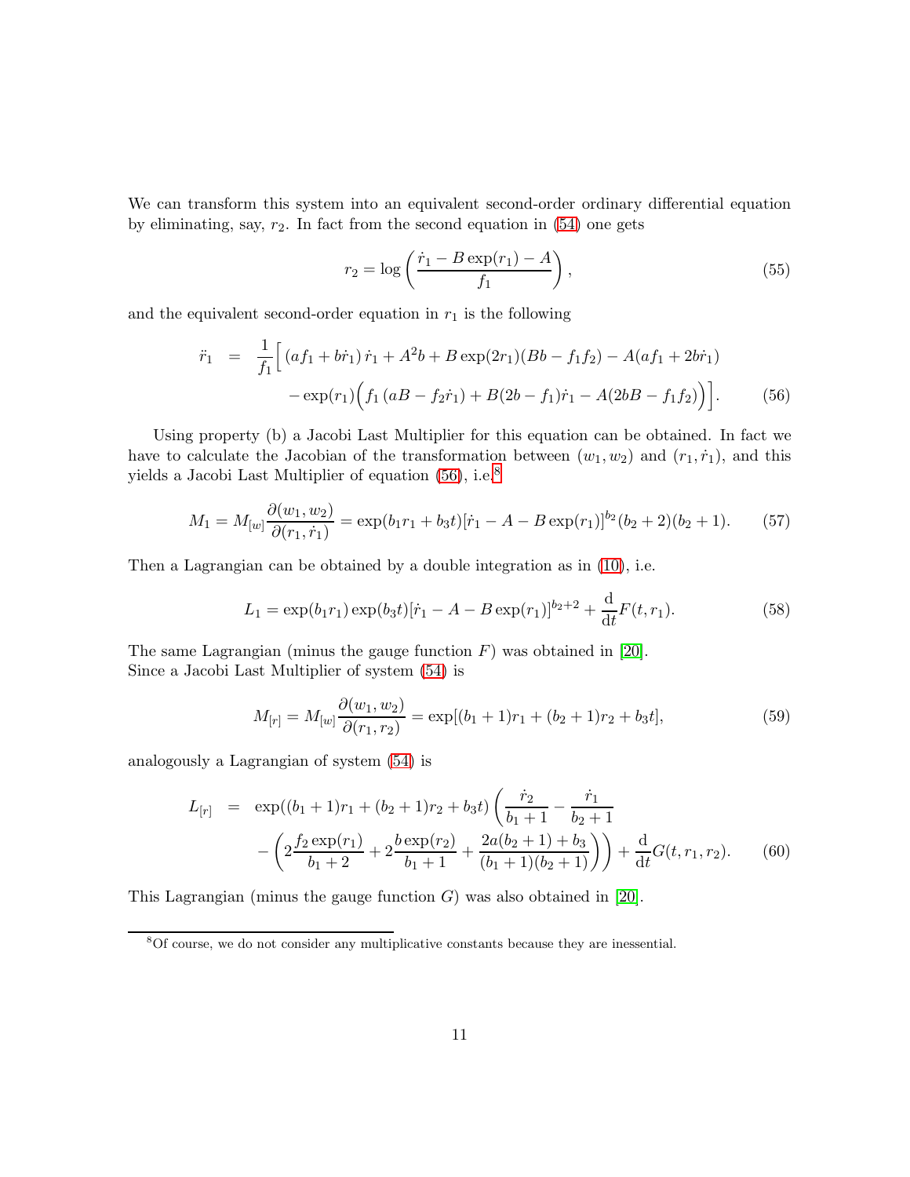We can transform this system into an equivalent second-order ordinary differential equation by eliminating, say, $r_2$. In fact from the second equation in (54) one gets

$$r_2 = \log\left(\frac{\dot{r}_1 - B\exp(r_1) - A}{f_1}\right), \tag{55}$$

and the equivalent second-order equation in $r_1$ is the following

$$\begin{aligned}\ddot{r}_1 \;=\; & \frac{1}{f_1}\Big[\,(af_1 + b\dot{r}_1)\,\dot{r}_1 + A^2 b + B\exp(2r_1)(Bb - f_1 f_2) - A(af_1 + 2b\dot{r}_1) \\ & - \exp(r_1)\Big(f_1\,(aB - f_2\dot{r}_1) + B(2b - f_1)\dot{r}_1 - A(2bB - f_1 f_2)\Big)\Big].\end{aligned} \tag{56}$$

Using property (b) a Jacobi Last Multiplier for this equation can be obtained. In fact we have to calculate the Jacobian of the transformation between $(w_1, w_2)$ and $(r_1, \dot{r}_1)$, and this yields a Jacobi Last Multiplier of equation (56), i.e.[8]

$$M_1 = M_{[w]}\frac{\partial(w_1, w_2)}{\partial(r_1, \dot{r}_1)} = \exp(b_1 r_1 + b_3 t)[\dot{r}_1 - A - B\exp(r_1)]^{b_2}(b_2 + 2)(b_2 + 1). \tag{57}$$

Then a Lagrangian can be obtained by a double integration as in (10), i.e.

$$L_1 = \exp(b_1 r_1)\exp(b_3 t)[\dot{r}_1 - A - B\exp(r_1)]^{b_2 + 2} + \frac{\mathrm{d}}{\mathrm{d}t}F(t, r_1). \tag{58}$$

The same Lagrangian (minus the gauge function $F$) was obtained in [20].
Since a Jacobi Last Multiplier of system (54) is

$$M_{[r]} = M_{[w]}\frac{\partial(w_1, w_2)}{\partial(r_1, r_2)} = \exp[(b_1 + 1)r_1 + (b_2 + 1)r_2 + b_3 t], \tag{59}$$

analogously a Lagrangian of system (54) is

$$\begin{aligned}L_{[r]} \;=\; & \exp((b_1 + 1)r_1 + (b_2 + 1)r_2 + b_3 t)\left(\frac{\dot{r}_2}{b_1 + 1} - \frac{\dot{r}_1}{b_2 + 1}\right. \\ & \left. - \left(2\frac{f_2\exp(r_1)}{b_1 + 2} + 2\frac{b\exp(r_2)}{b_1 + 1} + \frac{2a(b_2 + 1) + b_3}{(b_1 + 1)(b_2 + 1)}\right)\right) + \frac{\mathrm{d}}{\mathrm{d}t}G(t, r_1, r_2).\end{aligned} \tag{60}$$

This Lagrangian (minus the gauge function $G$) was also obtained in [20].

---

[8] Of course, we do not consider any multiplicative constants because they are inessential.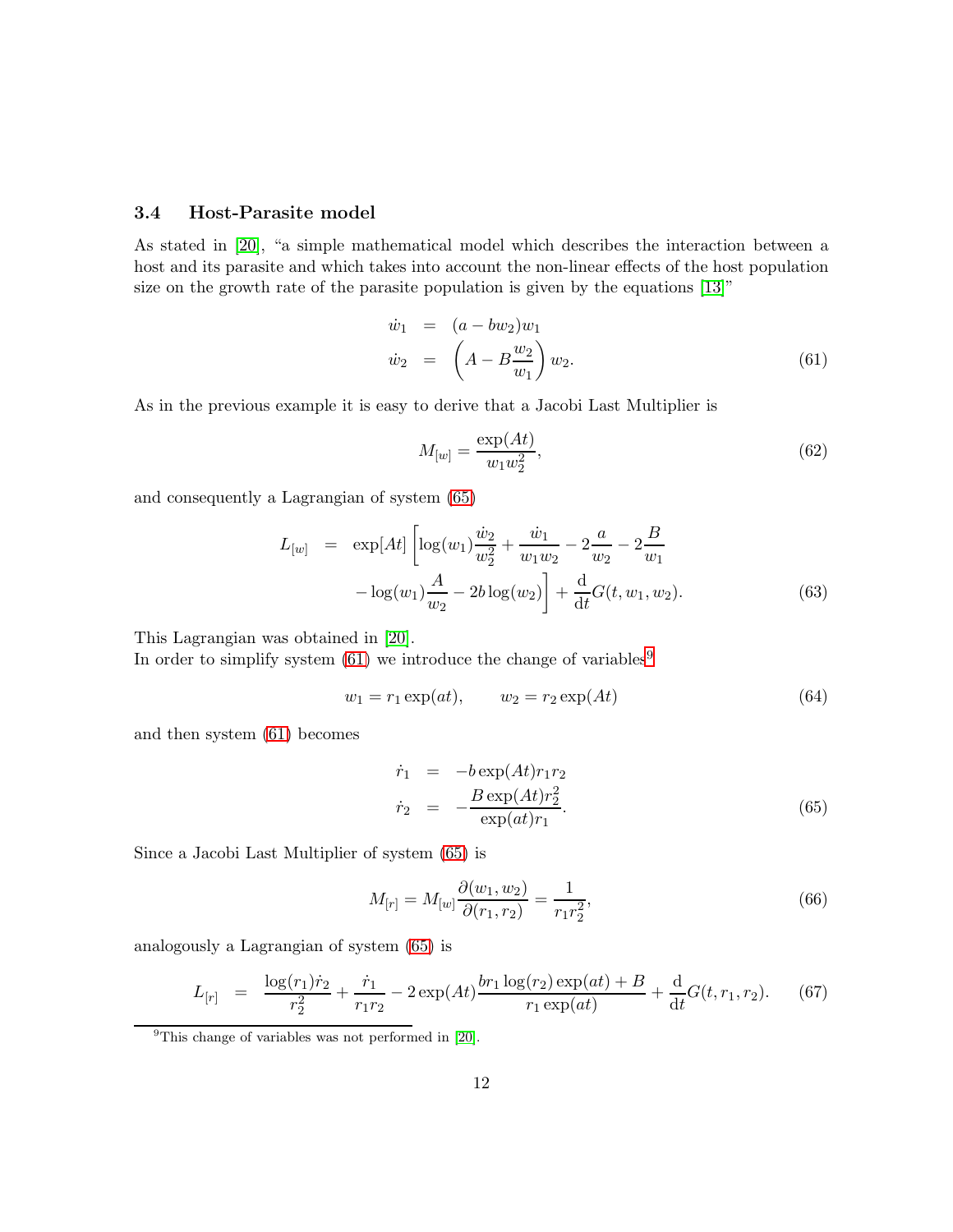### 3.4 Host-Parasite model

As stated in [20], "a simple mathematical model which describes the interaction between a host and its parasite and which takes into account the non-linear effects of the host population size on the growth rate of the parasite population is given by the equations [13]"

$$
\begin{aligned}
\dot{w}_1 &= (a - bw_2)w_1 \\
\dot{w}_2 &= \left(A - B\frac{w_2}{w_1}\right)w_2.
\end{aligned}
\tag{61}
$$

As in the previous example it is easy to derive that a Jacobi Last Multiplier is

$$
M_{[w]} = \frac{\exp(At)}{w_1 w_2^2}, \tag{62}
$$

and consequently a Lagrangian of system (65)

$$
\begin{aligned}
L_{[w]} &= \exp[At]\left[\log(w_1)\frac{\dot{w}_2}{w_2^2} + \frac{\dot{w}_1}{w_1 w_2} - 2\frac{a}{w_2} - 2\frac{B}{w_1}\right. \\
&\quad \left. - \log(w_1)\frac{A}{w_2} - 2b\log(w_2)\right] + \frac{\mathrm{d}}{\mathrm{d}t}G(t, w_1, w_2).
\end{aligned}
\tag{63}
$$

This Lagrangian was obtained in [20].
In order to simplify system (61) we introduce the change of variables[9]

$$
w_1 = r_1\exp(at), \qquad w_2 = r_2\exp(At) \tag{64}
$$

and then system (61) becomes

$$
\begin{aligned}
\dot{r}_1 &= -b\exp(At)r_1 r_2 \\
\dot{r}_2 &= -\frac{B\exp(At)r_2^2}{\exp(at)r_1}.
\end{aligned}
\tag{65}
$$

Since a Jacobi Last Multiplier of system (65) is

$$
M_{[r]} = M_{[w]}\frac{\partial(w_1, w_2)}{\partial(r_1, r_2)} = \frac{1}{r_1 r_2^2}, \tag{66}
$$

analogously a Lagrangian of system (65) is

$$
L_{[r]} = \frac{\log(r_1)\dot{r}_2}{r_2^2} + \frac{\dot{r}_1}{r_1 r_2} - 2\exp(At)\frac{br_1\log(r_2)\exp(at) + B}{r_1\exp(at)} + \frac{\mathrm{d}}{dt}G(t, r_1, r_2). \tag{67}
$$

[9] This change of variables was not performed in [20].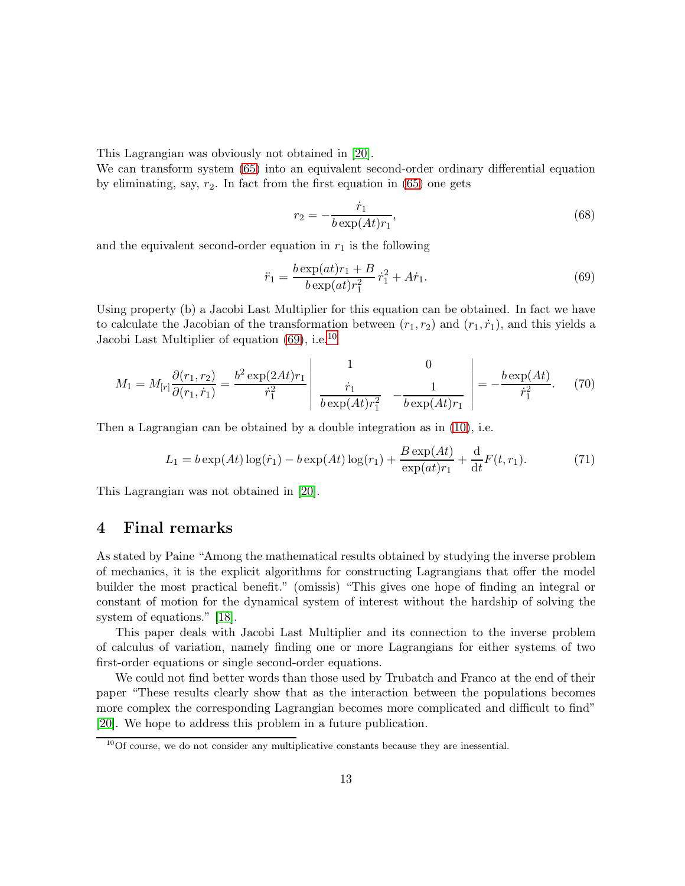This Lagrangian was obviously not obtained in [20].
We can transform system (65) into an equivalent second-order ordinary differential equation by eliminating, say, $r_2$. In fact from the first equation in (65) one gets

$$r_2 = -\frac{\dot{r}_1}{b\exp(At)r_1}, \tag{68}$$

and the equivalent second-order equation in $r_1$ is the following

$$\ddot{r}_1 = \frac{b\exp(at)r_1 + B}{b\exp(at)r_1^2}\,\dot{r}_1^2 + A\dot{r}_1. \tag{69}$$

Using property (b) a Jacobi Last Multiplier for this equation can be obtained. In fact we have to calculate the Jacobian of the transformation between $(r_1, r_2)$ and $(r_1, \dot{r}_1)$, and this yields a Jacobi Last Multiplier of equation (69), i.e.[10]

$$M_1 = M_{[r]}\frac{\partial(r_1, r_2)}{\partial(r_1, \dot{r}_1)} = \frac{b^2\exp(2At)r_1}{\dot{r}_1^2}\begin{vmatrix} 1 & 0 \\ \dfrac{\dot{r}_1}{b\exp(At)r_1^2} & -\dfrac{1}{b\exp(At)r_1}\end{vmatrix} = -\frac{b\exp(At)}{\dot{r}_1^2}. \tag{70}$$

Then a Lagrangian can be obtained by a double integration as in (10), i.e.

$$L_1 = b\exp(At)\log(\dot{r}_1) - b\exp(At)\log(r_1) + \frac{B\exp(At)}{\exp(at)r_1} + \frac{\mathrm{d}}{\mathrm{d}t}F(t, r_1). \tag{71}$$

This Lagrangian was not obtained in [20].

## 4 Final remarks

As stated by Paine "Among the mathematical results obtained by studying the inverse problem of mechanics, it is the explicit algorithms for constructing Lagrangians that offer the model builder the most practical benefit." (omissis) "This gives one hope of finding an integral or constant of motion for the dynamical system of interest without the hardship of solving the system of equations." [18].

This paper deals with Jacobi Last Multiplier and its connection to the inverse problem of calculus of variation, namely finding one or more Lagrangians for either systems of two first-order equations or single second-order equations.

We could not find better words than those used by Trubatch and Franco at the end of their paper "These results clearly show that as the interaction between the populations becomes more complex the corresponding Lagrangian becomes more complicated and difficult to find" [20]. We hope to address this problem in a future publication.

[10] Of course, we do not consider any multiplicative constants because they are inessential.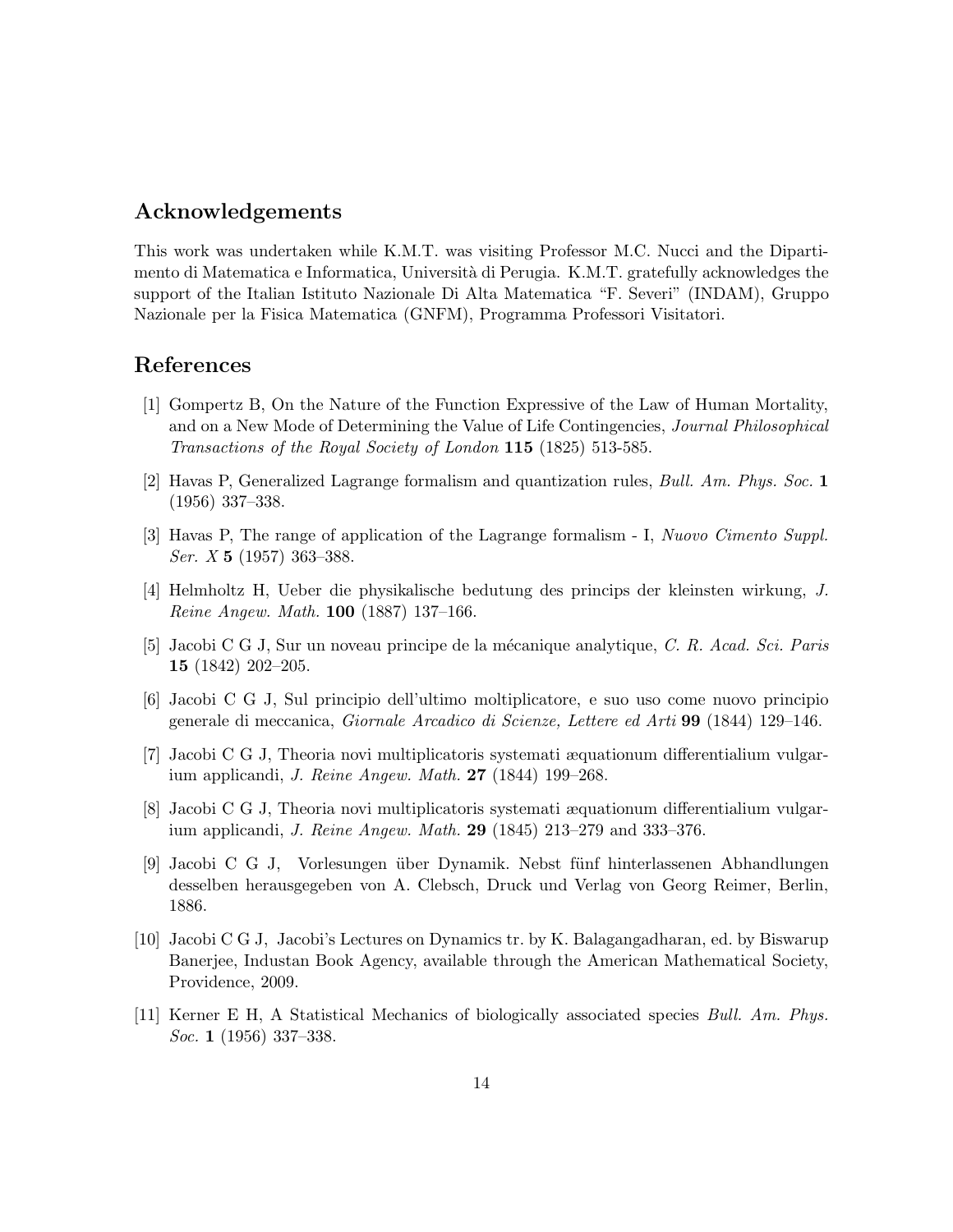## Acknowledgements

This work was undertaken while K.M.T. was visiting Professor M.C. Nucci and the Dipartimento di Matematica e Informatica, Università di Perugia. K.M.T. gratefully acknowledges the support of the Italian Istituto Nazionale Di Alta Matematica "F. Severi" (INDAM), Gruppo Nazionale per la Fisica Matematica (GNFM), Programma Professori Visitatori.

## References

[1] Gompertz B, On the Nature of the Function Expressive of the Law of Human Mortality, and on a New Mode of Determining the Value of Life Contingencies, *Journal Philosophical Transactions of the Royal Society of London* **115** (1825) 513-585.

[2] Havas P, Generalized Lagrange formalism and quantization rules, *Bull. Am. Phys. Soc.* **1** (1956) 337–338.

[3] Havas P, The range of application of the Lagrange formalism - I, *Nuovo Cimento Suppl. Ser. X* **5** (1957) 363–388.

[4] Helmholtz H, Ueber die physikalische bedutung des princips der kleinsten wirkung, *J. Reine Angew. Math.* **100** (1887) 137–166.

[5] Jacobi C G J, Sur un noveau principe de la mécanique analytique, *C. R. Acad. Sci. Paris* **15** (1842) 202–205.

[6] Jacobi C G J, Sul principio dell'ultimo moltiplicatore, e suo uso come nuovo principio generale di meccanica, *Giornale Arcadico di Scienze, Lettere ed Arti* **99** (1844) 129–146.

[7] Jacobi C G J, Theoria novi multiplicatoris systemati æquationum differentialium vulgarium applicandi, *J. Reine Angew. Math.* **27** (1844) 199–268.

[8] Jacobi C G J, Theoria novi multiplicatoris systemati æquationum differentialium vulgarium applicandi, *J. Reine Angew. Math.* **29** (1845) 213–279 and 333–376.

[9] Jacobi C G J, Vorlesungen über Dynamik. Nebst fünf hinterlassenen Abhandlungen desselben herausgegeben von A. Clebsch, Druck und Verlag von Georg Reimer, Berlin, 1886.

[10] Jacobi C G J, Jacobi's Lectures on Dynamics tr. by K. Balagangadharan, ed. by Biswarup Banerjee, Industan Book Agency, available through the American Mathematical Society, Providence, 2009.

[11] Kerner E H, A Statistical Mechanics of biologically associated species *Bull. Am. Phys. Soc.* **1** (1956) 337–338.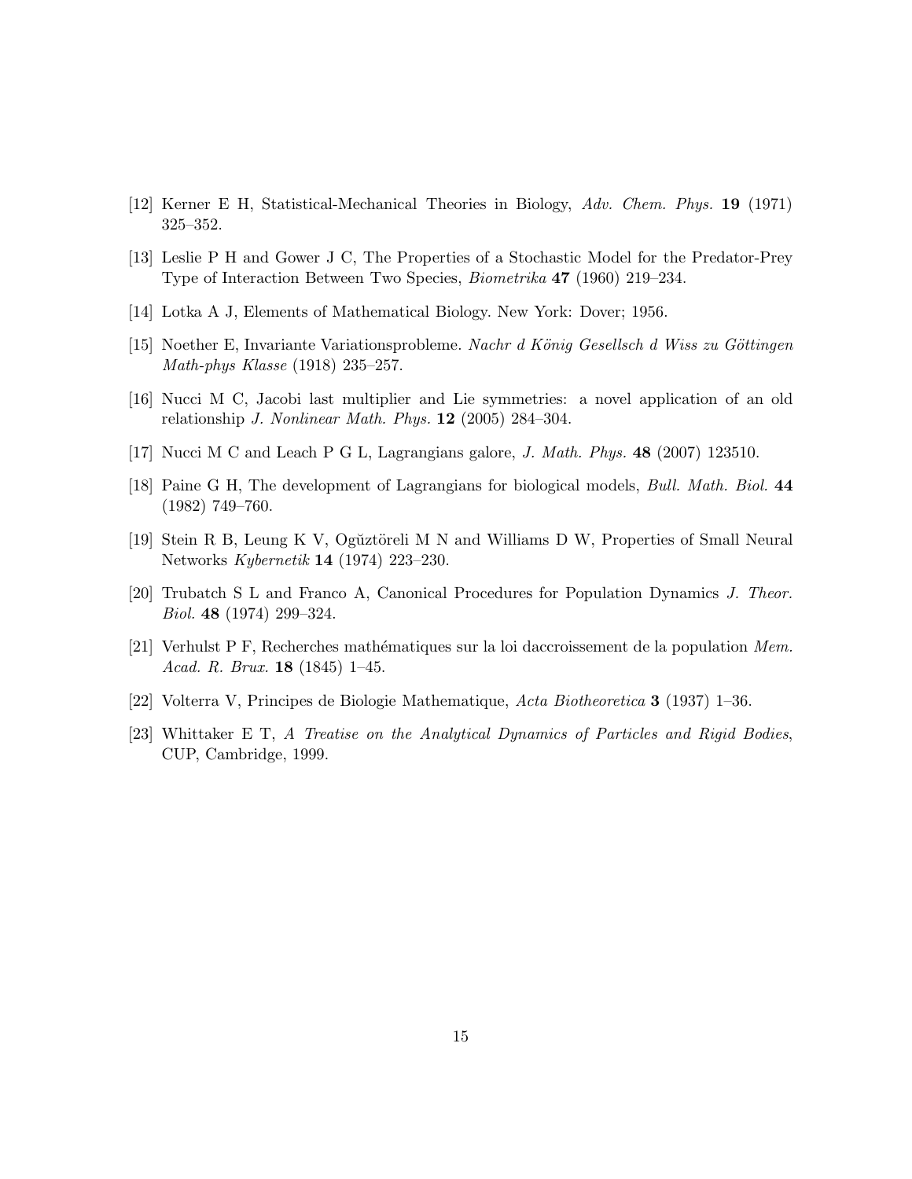[12] Kerner E H, Statistical-Mechanical Theories in Biology, *Adv. Chem. Phys.* **19** (1971) 325–352.

[13] Leslie P H and Gower J C, The Properties of a Stochastic Model for the Predator-Prey Type of Interaction Between Two Species, *Biometrika* **47** (1960) 219–234.

[14] Lotka A J, Elements of Mathematical Biology. New York: Dover; 1956.

[15] Noether E, Invariante Variationsprobleme. *Nachr d König Gesellsch d Wiss zu Göttingen Math-phys Klasse* (1918) 235–257.

[16] Nucci M C, Jacobi last multiplier and Lie symmetries: a novel application of an old relationship *J. Nonlinear Math. Phys.* **12** (2005) 284–304.

[17] Nucci M C and Leach P G L, Lagrangians galore, *J. Math. Phys.* **48** (2007) 123510.

[18] Paine G H, The development of Lagrangians for biological models, *Bull. Math. Biol.* **44** (1982) 749–760.

[19] Stein R B, Leung K V, Ogŭztöreli M N and Williams D W, Properties of Small Neural Networks *Kybernetik* **14** (1974) 223–230.

[20] Trubatch S L and Franco A, Canonical Procedures for Population Dynamics *J. Theor. Biol.* **48** (1974) 299–324.

[21] Verhulst P F, Recherches mathématiques sur la loi daccroissement de la population *Mem. Acad. R. Brux.* **18** (1845) 1–45.

[22] Volterra V, Principes de Biologie Mathematique, *Acta Biotheoretica* **3** (1937) 1–36.

[23] Whittaker E T, *A Treatise on the Analytical Dynamics of Particles and Rigid Bodies*, CUP, Cambridge, 1999.